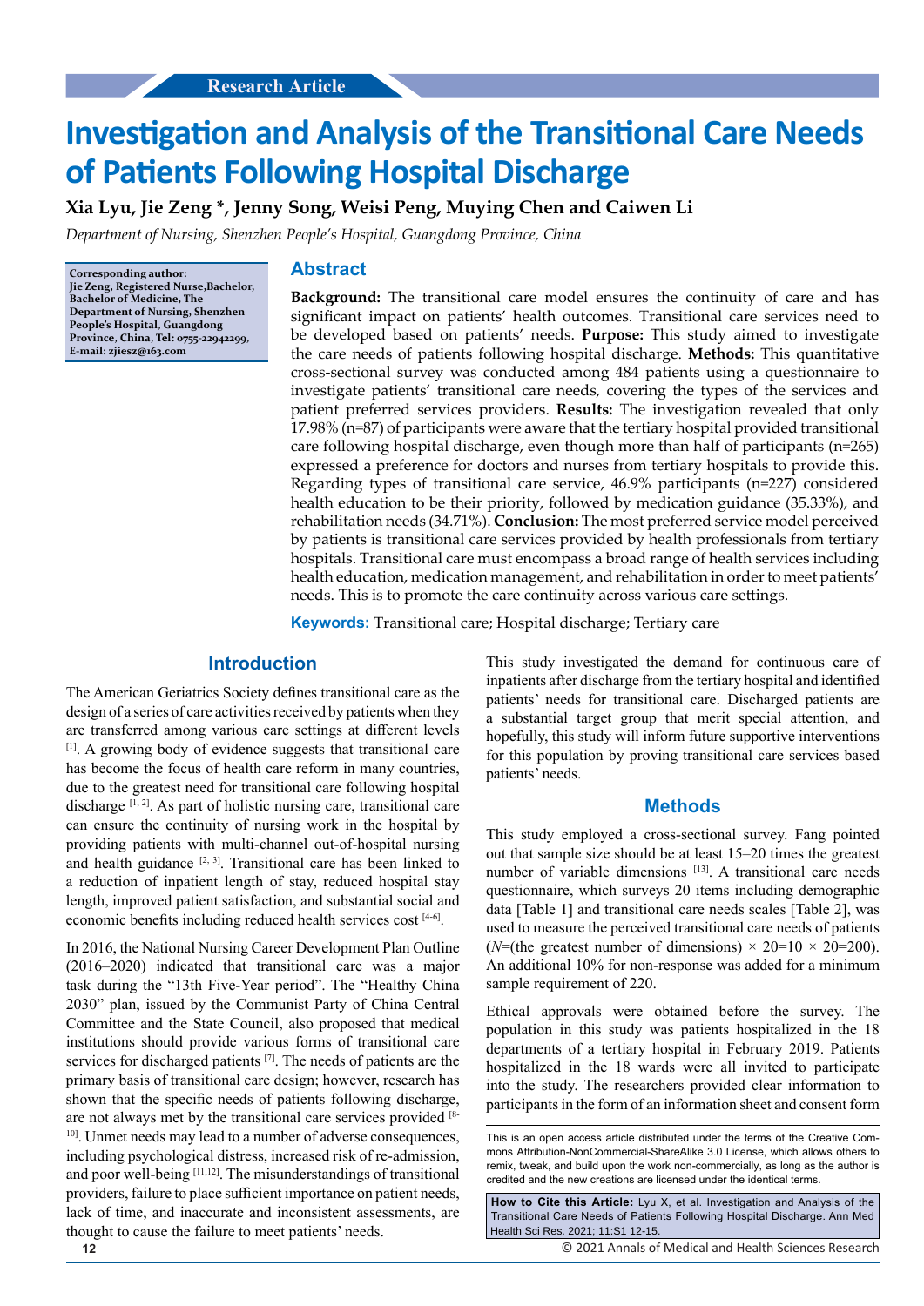Research Article

# Investigation and Analysis of the Transitional Care Needs of Patients Following Hospital Discharge

**Xia Lyu, Jie Zeng \*, Jenny Song, Weisi Peng, Muying Chen and Caiwen Li**

*Department of Nursing, Shenzhen People's Hospital, Guangdong Province, China*

**Corresponding author: Jie Zeng, Registered Nurse,Bachelor, Bachelor of Medicine, The Department of Nursing, Shenzhen People's Hospital, Guangdong Province, China, Tel: 0755-22942299, E-mail: zjiesz@163.com**

## Abstract

**Background:** The transitional care model ensures the continuity of care and has significant impact on patients' health outcomes. Transitional care services need to be developed based on patients' needs. **Purpose:** This study aimed to investigate the care needs of patients following hospital discharge. **Methods:** This quantitative cross-sectional survey was conducted among 484 patients using a questionnaire to investigate patients' transitional care needs, covering the types of the services and patient preferred services providers. **Results:** The investigation revealed that only 17.98% (n=87) of participants were aware that the tertiary hospital provided transitional care following hospital discharge, even though more than half of participants (n=265) expressed a preference for doctors and nurses from tertiary hospitals to provide this. Regarding types of transitional care service, 46.9% participants (n=227) considered health education to be their priority, followed by medication guidance (35.33%), and rehabilitation needs (34.71%). **Conclusion:** The most preferred service model perceived by patients is transitional care services provided by health professionals from tertiary hospitals. Transitional care must encompass a broad range of health services including health education, medication management, and rehabilitation in order to meet patients' needs. This is to promote the care continuity across various care settings.

**Keywords:** Transitional care; Hospital discharge; Tertiary care

## Introduction

The American Geriatrics Society defines transitional care as the design of a series of care activities received by patients when they are transferred among various care settings at different levels [1]. A growing body of evidence suggests that transitional care has become the focus of health care reform in many countries, due to the greatest need for transitional care following hospital discharge [1, 2]. As part of holistic nursing care, transitional care can ensure the continuity of nursing work in the hospital by providing patients with multi-channel out-of-hospital nursing and health guidance [2, 3]. Transitional care has been linked to a reduction of inpatient length of stay, reduced hospital stay length, improved patient satisfaction, and substantial social and economic benefits including reduced health services cost [4-6].

In 2016, the National Nursing Career Development Plan Outline (2016–2020) indicated that transitional care was a major task during the "13th Five-Year period". The "Healthy China 2030" plan, issued by the Communist Party of China Central Committee and the State Council, also proposed that medical institutions should provide various forms of transitional care services for discharged patients [7]. The needs of patients are the primary basis of transitional care design; however, research has shown that the specific needs of patients following discharge, are not always met by the transitional care services provided [8-10]. Unmet needs may lead to a number of adverse consequences, including psychological distress, increased risk of re-admission, and poor well-being [11,12]. The misunderstandings of transitional providers, failure to place sufficient importance on patient needs, lack of time, and inaccurate and inconsistent assessments, are thought to cause the failure to meet patients' needs.

This study investigated the demand for continuous care of inpatients after discharge from the tertiary hospital and identified patients' needs for transitional care. Discharged patients are a substantial target group that merit special attention, and hopefully, this study will inform future supportive interventions for this population by proving transitional care services based patients' needs.

## Methods

This study employed a cross-sectional survey. Fang pointed out that sample size should be at least 15–20 times the greatest number of variable dimensions [13]. A transitional care needs questionnaire, which surveys 20 items including demographic data [Table 1] and transitional care needs scales [Table 2], was used to measure the perceived transitional care needs of patients ($N$=(the greatest number of dimensions) × 20=10 × 20=200). An additional 10% for non-response was added for a minimum sample requirement of 220.

Ethical approvals were obtained before the survey. The population in this study was patients hospitalized in the 18 departments of a tertiary hospital in February 2019. Patients hospitalized in the 18 wards were all invited to participate into the study. The researchers provided clear information to participants in the form of an information sheet and consent form

This is an open access article distributed under the terms of the Creative Commons Attribution-NonCommercial-ShareAlike 3.0 License, which allows others to remix, tweak, and build upon the work non-commercially, as long as the author is credited and the new creations are licensed under the identical terms.

**How to Cite this Article:** Lyu X, et al. Investigation and Analysis of the Transitional Care Needs of Patients Following Hospital Discharge. Ann Med Health Sci Res. 2021; 11:S1 12-15.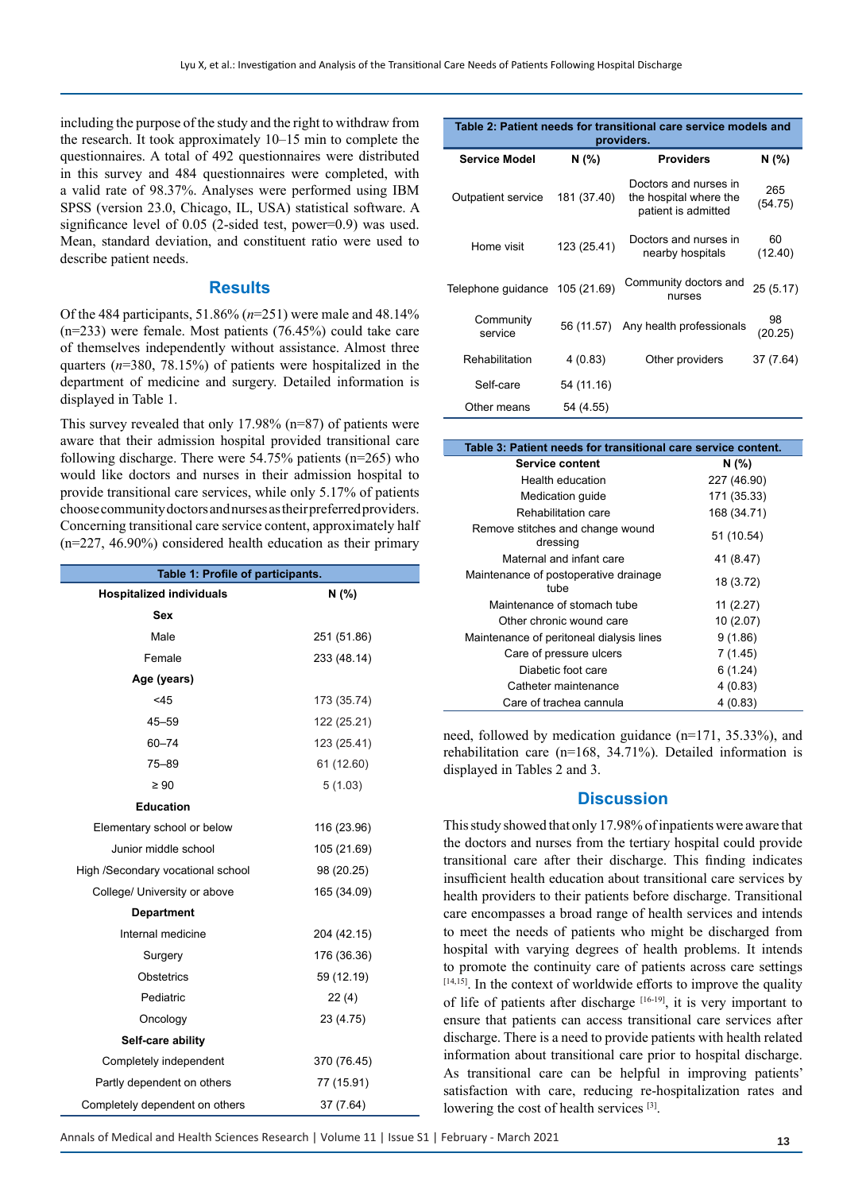including the purpose of the study and the right to withdraw from the research. It took approximately 10–15 min to complete the questionnaires. A total of 492 questionnaires were distributed in this survey and 484 questionnaires were completed, with a valid rate of 98.37%. Analyses were performed using IBM SPSS (version 23.0, Chicago, IL, USA) statistical software. A significance level of 0.05 (2-sided test, power=0.9) was used. Mean, standard deviation, and constituent ratio were used to describe patient needs.

## Results

Of the 484 participants, 51.86% (*n*=251) were male and 48.14% (n=233) were female. Most patients (76.45%) could take care of themselves independently without assistance. Almost three quarters (*n*=380, 78.15%) of patients were hospitalized in the department of medicine and surgery. Detailed information is displayed in Table 1.

This survey revealed that only 17.98% (n=87) of patients were aware that their admission hospital provided transitional care following discharge. There were 54.75% patients (n=265) who would like doctors and nurses in their admission hospital to provide transitional care services, while only 5.17% of patients choose community doctors and nurses as their preferred providers. Concerning transitional care service content, approximately half (n=227, 46.90%) considered health education as their primary need, followed by medication guidance (n=171, 35.33%), and rehabilitation care (n=168, 34.71%). Detailed information is displayed in Tables 2 and 3.

**Table 1: Profile of participants.**

| Hospitalized individuals | N (%) |
|---|---|
| **Sex** | |
| Male | 251 (51.86) |
| Female | 233 (48.14) |
| **Age (years)** | |
| <45 | 173 (35.74) |
| 45–59 | 122 (25.21) |
| 60–74 | 123 (25.41) |
| 75–89 | 61 (12.60) |
| ≥ 90 | 5 (1.03) |
| **Education** | |
| Elementary school or below | 116 (23.96) |
| Junior middle school | 105 (21.69) |
| High /Secondary vocational school | 98 (20.25) |
| College/ University or above | 165 (34.09) |
| **Department** | |
| Internal medicine | 204 (42.15) |
| Surgery | 176 (36.36) |
| Obstetrics | 59 (12.19) |
| Pediatric | 22 (4) |
| Oncology | 23 (4.75) |
| **Self-care ability** | |
| Completely independent | 370 (76.45) |
| Partly dependent on others | 77 (15.91) |
| Completely dependent on others | 37 (7.64) |

**Table 2: Patient needs for transitional care service models and providers.**

| Service Model | N (%) | Providers | N (%) |
|---|---|---|---|
| Outpatient service | 181 (37.40) | Doctors and nurses in the hospital where the patient is admitted | 265 (54.75) |
| Home visit | 123 (25.41) | Doctors and nurses in nearby hospitals | 60 (12.40) |
| Telephone guidance | 105 (21.69) | Community doctors and nurses | 25 (5.17) |
| Community service | 56 (11.57) | Any health professionals | 98 (20.25) |
| Rehabilitation | 4 (0.83) | Other providers | 37 (7.64) |
| Self-care | 54 (11.16) | | |
| Other means | 54 (4.55) | | |

**Table 3: Patient needs for transitional care service content.**

| Service content | N (%) |
|---|---|
| Health education | 227 (46.90) |
| Medication guide | 171 (35.33) |
| Rehabilitation care | 168 (34.71) |
| Remove stitches and change wound dressing | 51 (10.54) |
| Maternal and infant care | 41 (8.47) |
| Maintenance of postoperative drainage tube | 18 (3.72) |
| Maintenance of stomach tube | 11 (2.27) |
| Other chronic wound care | 10 (2.07) |
| Maintenance of peritoneal dialysis lines | 9 (1.86) |
| Care of pressure ulcers | 7 (1.45) |
| Diabetic foot care | 6 (1.24) |
| Catheter maintenance | 4 (0.83) |
| Care of trachea cannula | 4 (0.83) |

## Discussion

This study showed that only 17.98% of inpatients were aware that the doctors and nurses from the tertiary hospital could provide transitional care after their discharge. This finding indicates insufficient health education about transitional care services by health providers to their patients before discharge. Transitional care encompasses a broad range of health services and intends to meet the needs of patients who might be discharged from hospital with varying degrees of health problems. It intends to promote the continuity care of patients across care settings [14,15]. In the context of worldwide efforts to improve the quality of life of patients after discharge [16-19], it is very important to ensure that patients can access transitional care services after discharge. There is a need to provide patients with health related information about transitional care prior to hospital discharge. As transitional care can be helpful in improving patients' satisfaction with care, reducing re-hospitalization rates and lowering the cost of health services [3].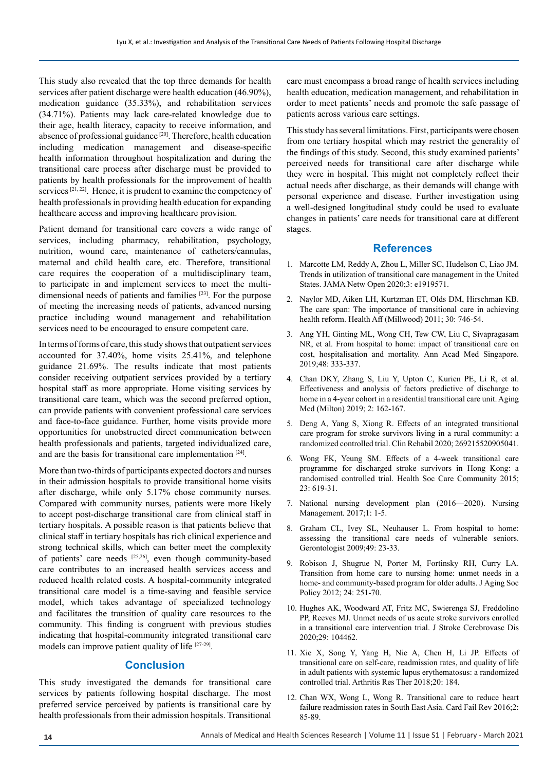This study also revealed that the top three demands for health services after patient discharge were health education (46.90%), medication guidance (35.33%), and rehabilitation services (34.71%). Patients may lack care-related knowledge due to their age, health literacy, capacity to receive information, and absence of professional guidance [20]. Therefore, health education including medication management and disease-specific health information throughout hospitalization and during the transitional care process after discharge must be provided to patients by health professionals for the improvement of health services [21, 22]. Hence, it is prudent to examine the competency of health professionals in providing health education for expanding healthcare access and improving healthcare provision.

Patient demand for transitional care covers a wide range of services, including pharmacy, rehabilitation, psychology, nutrition, wound care, maintenance of catheters/cannulas, maternal and child health care, etc. Therefore, transitional care requires the cooperation of a multidisciplinary team, to participate in and implement services to meet the multi-dimensional needs of patients and families [23]. For the purpose of meeting the increasing needs of patients, advanced nursing practice including wound management and rehabilitation services need to be encouraged to ensure competent care.

In terms of forms of care, this study shows that outpatient services accounted for 37.40%, home visits 25.41%, and telephone guidance 21.69%. The results indicate that most patients consider receiving outpatient services provided by a tertiary hospital staff as more appropriate. Home visiting services by transitional care team, which was the second preferred option, can provide patients with convenient professional care services and face-to-face guidance. Further, home visits provide more opportunities for unobstructed direct communication between health professionals and patients, targeted individualized care, and are the basis for transitional care implementation [24].

More than two-thirds of participants expected doctors and nurses in their admission hospitals to provide transitional home visits after discharge, while only 5.17% chose community nurses. Compared with community nurses, patients were more likely to accept post-discharge transitional care from clinical staff in tertiary hospitals. A possible reason is that patients believe that clinical staff in tertiary hospitals has rich clinical experience and strong technical skills, which can better meet the complexity of patients' care needs [25,26], even though community-based care contributes to an increased health services access and reduced health related costs. A hospital-community integrated transitional care model is a time-saving and feasible service model, which takes advantage of specialized technology and facilitates the transition of quality care resources to the community. This finding is congruent with previous studies indicating that hospital-community integrated transitional care models can improve patient quality of life [27-29].

## Conclusion

This study investigated the demands for transitional care services by patients following hospital discharge. The most preferred service perceived by patients is transitional care by health professionals from their admission hospitals. Transitional care must encompass a broad range of health services including health education, medication management, and rehabilitation in order to meet patients' needs and promote the safe passage of patients across various care settings.

This study has several limitations. First, participants were chosen from one tertiary hospital which may restrict the generality of the findings of this study. Second, this study examined patients' perceived needs for transitional care after discharge while they were in hospital. This might not completely reflect their actual needs after discharge, as their demands will change with personal experience and disease. Further investigation using a well-designed longitudinal study could be used to evaluate changes in patients' care needs for transitional care at different stages.

## References

1. Marcotte LM, Reddy A, Zhou L, Miller SC, Hudelson C, Liao JM. Trends in utilization of transitional care management in the United States. JAMA Netw Open 2020;3: e1919571.
2. Naylor MD, Aiken LH, Kurtzman ET, Olds DM, Hirschman KB. The care span: The importance of transitional care in achieving health reform. Health Aff (Millwood) 2011; 30: 746-54.
3. Ang YH, Ginting ML, Wong CH, Tew CW, Liu C, Sivapragasam NR, et al. From hospital to home: impact of transitional care on cost, hospitalisation and mortality. Ann Acad Med Singapore. 2019;48: 333-337.
4. Chan DKY, Zhang S, Liu Y, Upton C, Kurien PE, Li R, et al. Effectiveness and analysis of factors predictive of discharge to home in a 4-year cohort in a residential transitional care unit. Aging Med (Milton) 2019; 2: 162-167.
5. Deng A, Yang S, Xiong R. Effects of an integrated transitional care program for stroke survivors living in a rural community: a randomized controlled trial. Clin Rehabil 2020; 269215520905041.
6. Wong FK, Yeung SM. Effects of a 4-week transitional care programme for discharged stroke survivors in Hong Kong: a randomised controlled trial. Health Soc Care Community 2015; 23: 619-31.
7. National nursing development plan (2016—2020). Nursing Management. 2017;1: 1-5.
8. Graham CL, Ivey SL, Neuhauser L. From hospital to home: assessing the transitional care needs of vulnerable seniors. Gerontologist 2009;49: 23-33.
9. Robison J, Shugrue N, Porter M, Fortinsky RH, Curry LA. Transition from home care to nursing home: unmet needs in a home- and community-based program for older adults. J Aging Soc Policy 2012; 24: 251-70.
10. Hughes AK, Woodward AT, Fritz MC, Swierenga SJ, Freddolino PP, Reeves MJ. Unmet needs of us acute stroke survivors enrolled in a transitional care intervention trial. J Stroke Cerebrovasc Dis 2020;29: 104462.
11. Xie X, Song Y, Yang H, Nie A, Chen H, Li JP. Effects of transitional care on self-care, readmission rates, and quality of life in adult patients with systemic lupus erythematosus: a randomized controlled trial. Arthritis Res Ther 2018;20: 184.
12. Chan WX, Wong L, Wong R. Transitional care to reduce heart failure readmission rates in South East Asia. Card Fail Rev 2016;2: 85-89.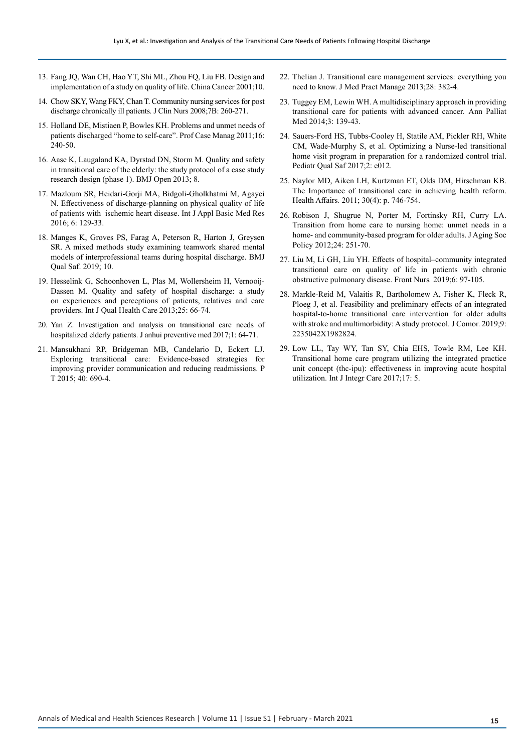13. Fang JQ, Wan CH, Hao YT, Shi ML, Zhou FQ, Liu FB. Design and implementation of a study on quality of life. China Cancer 2001;10.
14. Chow SKY, Wang FKY, Chan T. Community nursing services for post discharge chronically ill patients. J Clin Nurs 2008;7B: 260-271.
15. Holland DE, Mistiaen P, Bowles KH. Problems and unmet needs of patients discharged "home to self-care". Prof Case Manag 2011;16: 240-50.
16. Aase K, Laugaland KA, Dyrstad DN, Storm M. Quality and safety in transitional care of the elderly: the study protocol of a case study research design (phase 1). BMJ Open 2013; 8.
17. Mazloum SR, Heidari-Gorji MA, Bidgoli-Gholkhatmi M, Agayei N. Effectiveness of discharge-planning on physical quality of life of patients with ischemic heart disease. Int J Appl Basic Med Res 2016; 6: 129-33.
18. Manges K, Groves PS, Farag A, Peterson R, Harton J, Greysen SR. A mixed methods study examining teamwork shared mental models of interprofessional teams during hospital discharge. BMJ Qual Saf. 2019; 10.
19. Hesselink G, Schoonhoven L, Plas M, Wollersheim H, Vernooij-Dassen M. Quality and safety of hospital discharge: a study on experiences and perceptions of patients, relatives and care providers. Int J Qual Health Care 2013;25: 66-74.
20. Yan Z. Investigation and analysis on transitional care needs of hospitalized elderly patients. J anhui preventive med 2017;1: 64-71.
21. Mansukhani RP, Bridgeman MB, Candelario D, Eckert LJ. Exploring transitional care: Evidence-based strategies for improving provider communication and reducing readmissions. P T 2015; 40: 690-4.
22. Thelian J. Transitional care management services: everything you need to know. J Med Pract Manage 2013;28: 382-4.
23. Tuggey EM, Lewin WH. A multidisciplinary approach in providing transitional care for patients with advanced cancer. Ann Palliat Med 2014;3: 139-43.
24. Sauers-Ford HS, Tubbs-Cooley H, Statile AM, Pickler RH, White CM, Wade-Murphy S, et al. Optimizing a Nurse-led transitional home visit program in preparation for a randomized control trial. Pediatr Qual Saf 2017;2: e012.
25. Naylor MD, Aiken LH, Kurtzman ET, Olds DM, Hirschman KB. The Importance of transitional care in achieving health reform. Health Affairs. 2011; 30(4): p. 746-754.
26. Robison J, Shugrue N, Porter M, Fortinsky RH, Curry LA. Transition from home care to nursing home: unmet needs in a home- and community-based program for older adults. J Aging Soc Policy 2012;24: 251-70.
27. Liu M, Li GH, Liu YH. Effects of hospital–community integrated transitional care on quality of life in patients with chronic obstructive pulmonary disease. Front Nurs. 2019;6: 97-105.
28. Markle-Reid M, Valaitis R, Bartholomew A, Fisher K, Fleck R, Ploeg J, et al. Feasibility and preliminary effects of an integrated hospital-to-home transitional care intervention for older adults with stroke and multimorbidity: A study protocol. J Comor. 2019;9: 2235042X1982824.
29. Low LL, Tay WY, Tan SY, Chia EHS, Towle RM, Lee KH. Transitional home care program utilizing the integrated practice unit concept (thc-ipu): effectiveness in improving acute hospital utilization. Int J Integr Care 2017;17: 5.